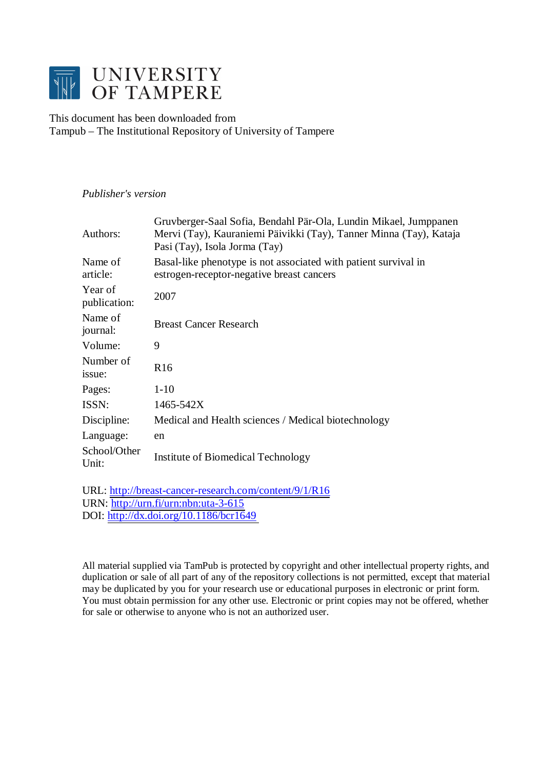# UNIVERSITY OF TAMPERE

This document has been downloaded from
Tampub – The Institutional Repository of University of Tampere

*Publisher's version*

| | |
|---|---|
| Authors: | Gruvberger-Saal Sofia, Bendahl Pär-Ola, Lundin Mikael, Jumppanen Mervi (Tay), Kauraniemi Päivikki (Tay), Tanner Minna (Tay), Kataja Pasi (Tay), Isola Jorma (Tay) |
| Name of article: | Basal-like phenotype is not associated with patient survival in estrogen-receptor-negative breast cancers |
| Year of publication: | 2007 |
| Name of journal: | Breast Cancer Research |
| Volume: | 9 |
| Number of issue: | R16 |
| Pages: | 1-10 |
| ISSN: | 1465-542X |
| Discipline: | Medical and Health sciences / Medical biotechnology |
| Language: | en |
| School/Other Unit: | Institute of Biomedical Technology |

URL: http://breast-cancer-research.com/content/9/1/R16
URN: http://urn.fi/urn:nbn:uta-3-615
DOI: http://dx.doi.org/10.1186/bcr1649

All material supplied via TamPub is protected by copyright and other intellectual property rights, and duplication or sale of all part of any of the repository collections is not permitted, except that material may be duplicated by you for your research use or educational purposes in electronic or print form. You must obtain permission for any other use. Electronic or print copies may not be offered, whether for sale or otherwise to anyone who is not an authorized user.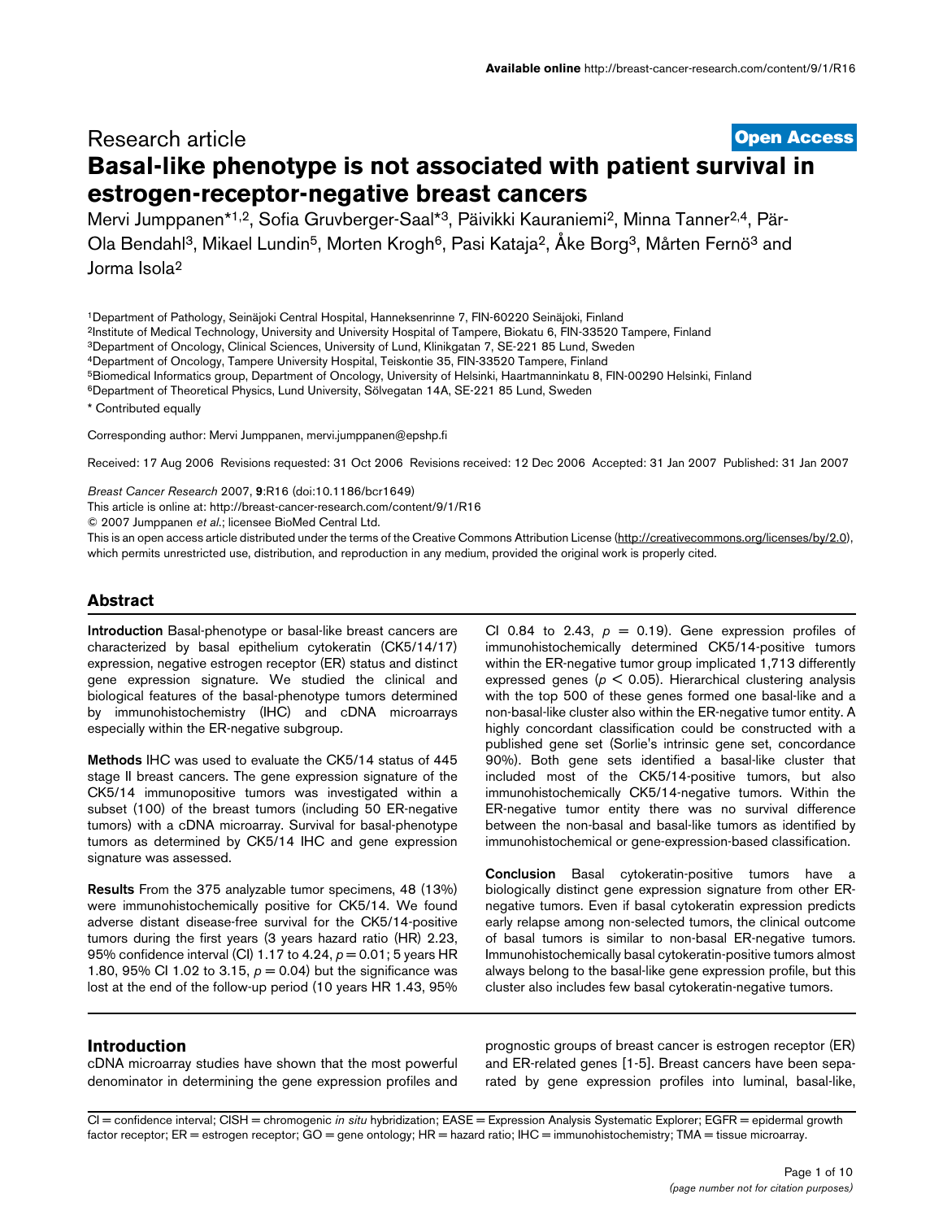Research article **Open Access**

# Basal-like phenotype is not associated with patient survival in estrogen-receptor-negative breast cancers

Mervi Jumppanen*[1,2], Sofia Gruvberger-Saal*[3], Päivikki Kauraniemi[2], Minna Tanner[2,4], Pär-Ola Bendahl[3], Mikael Lundin[5], Morten Krogh[6], Pasi Kataja[2], Åke Borg[3], Mårten Fernö[3] and Jorma Isola[2]

[1]Department of Pathology, Seinäjoki Central Hospital, Hanneksenrinne 7, FIN-60220 Seinäjoki, Finland
[2]Institute of Medical Technology, University and University Hospital of Tampere, Biokatu 6, FIN-33520 Tampere, Finland
[3]Department of Oncology, Clinical Sciences, University of Lund, Klinikgatan 7, SE-221 85 Lund, Sweden
[4]Department of Oncology, Tampere University Hospital, Teiskontie 35, FIN-33520 Tampere, Finland
[5]Biomedical Informatics group, Department of Oncology, University of Helsinki, Haartmanninkatu 8, FIN-00290 Helsinki, Finland
[6]Department of Theoretical Physics, Lund University, Sölvegatan 14A, SE-221 85 Lund, Sweden

\* Contributed equally

Corresponding author: Mervi Jumppanen, mervi.jumppanen@epshp.fi

Received: 17 Aug 2006 Revisions requested: 31 Oct 2006 Revisions received: 12 Dec 2006 Accepted: 31 Jan 2007 Published: 31 Jan 2007

*Breast Cancer Research* 2007, **9**:R16 (doi:10.1186/bcr1649)

This article is online at: http://breast-cancer-research.com/content/9/1/R16

© 2007 Jumppanen *et al*.; licensee BioMed Central Ltd.

This is an open access article distributed under the terms of the Creative Commons Attribution License (http://creativecommons.org/licenses/by/2.0), which permits unrestricted use, distribution, and reproduction in any medium, provided the original work is properly cited.

## Abstract

**Introduction** Basal-phenotype or basal-like breast cancers are characterized by basal epithelium cytokeratin (CK5/14/17) expression, negative estrogen receptor (ER) status and distinct gene expression signature. We studied the clinical and biological features of the basal-phenotype tumors determined by immunohistochemistry (IHC) and cDNA microarrays especially within the ER-negative subgroup.

**Methods** IHC was used to evaluate the CK5/14 status of 445 stage II breast cancers. The gene expression signature of the CK5/14 immunopositive tumors was investigated within a subset (100) of the breast tumors (including 50 ER-negative tumors) with a cDNA microarray. Survival for basal-phenotype tumors as determined by CK5/14 IHC and gene expression signature was assessed.

**Results** From the 375 analyzable tumor specimens, 48 (13%) were immunohistochemically positive for CK5/14. We found adverse distant disease-free survival for the CK5/14-positive tumors during the first years (3 years hazard ratio (HR) 2.23, 95% confidence interval (CI) 1.17 to 4.24, $p = 0.01$; 5 years HR 1.80, 95% CI 1.02 to 3.15, $p = 0.04$) but the significance was lost at the end of the follow-up period (10 years HR 1.43, 95% CI 0.84 to 2.43, $p = 0.19$). Gene expression profiles of immunohistochemically determined CK5/14-positive tumors within the ER-negative tumor group implicated 1,713 differently expressed genes ($p < 0.05$). Hierarchical clustering analysis with the top 500 of these genes formed one basal-like and a non-basal-like cluster also within the ER-negative tumor entity. A highly concordant classification could be constructed with a published gene set (Sorlie's intrinsic gene set, concordance 90%). Both gene sets identified a basal-like cluster that included most of the CK5/14-positive tumors, but also immunohistochemically CK5/14-negative tumors. Within the ER-negative tumor entity there was no survival difference between the non-basal and basal-like tumors as identified by immunohistochemical or gene-expression-based classification.

**Conclusion** Basal cytokeratin-positive tumors have a biologically distinct gene expression signature from other ER-negative tumors. Even if basal cytokeratin expression predicts early relapse among non-selected tumors, the clinical outcome of basal tumors is similar to non-basal ER-negative tumors. Immunohistochemically basal cytokeratin-positive tumors almost always belong to the basal-like gene expression profile, but this cluster also includes few basal cytokeratin-negative tumors.

## Introduction

cDNA microarray studies have shown that the most powerful denominator in determining the gene expression profiles and prognostic groups of breast cancer is estrogen receptor (ER) and ER-related genes [1-5]. Breast cancers have been separated by gene expression profiles into luminal, basal-like,

CI = confidence interval; CISH = chromogenic *in situ* hybridization; EASE = Expression Analysis Systematic Explorer; EGFR = epidermal growth factor receptor; ER = estrogen receptor; GO = gene ontology; HR = hazard ratio; IHC = immunohistochemistry; TMA = tissue microarray.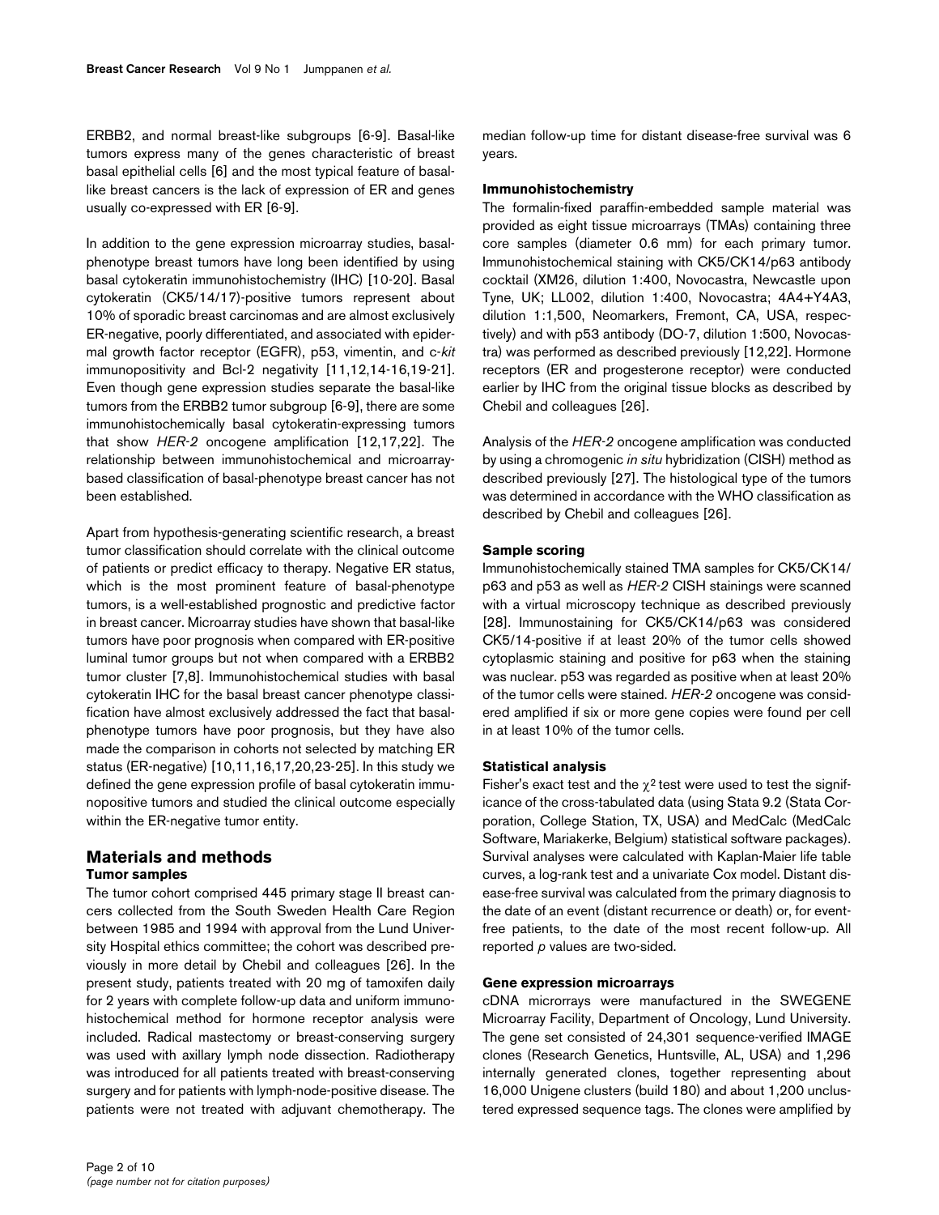ERBB2, and normal breast-like subgroups [6-9]. Basal-like tumors express many of the genes characteristic of breast basal epithelial cells [6] and the most typical feature of basal-like breast cancers is the lack of expression of ER and genes usually co-expressed with ER [6-9].

In addition to the gene expression microarray studies, basal-phenotype breast tumors have long been identified by using basal cytokeratin immunohistochemistry (IHC) [10-20]. Basal cytokeratin (CK5/14/17)-positive tumors represent about 10% of sporadic breast carcinomas and are almost exclusively ER-negative, poorly differentiated, and associated with epidermal growth factor receptor (EGFR), p53, vimentin, and c-*kit* immunopositivity and Bcl-2 negativity [11,12,14-16,19-21]. Even though gene expression studies separate the basal-like tumors from the ERBB2 tumor subgroup [6-9], there are some immunohistochemically basal cytokeratin-expressing tumors that show *HER-2* oncogene amplification [12,17,22]. The relationship between immunohistochemical and microarray-based classification of basal-phenotype breast cancer has not been established.

Apart from hypothesis-generating scientific research, a breast tumor classification should correlate with the clinical outcome of patients or predict efficacy to therapy. Negative ER status, which is the most prominent feature of basal-phenotype tumors, is a well-established prognostic and predictive factor in breast cancer. Microarray studies have shown that basal-like tumors have poor prognosis when compared with ER-positive luminal tumor groups but not when compared with a ERBB2 tumor cluster [7,8]. Immunohistochemical studies with basal cytokeratin IHC for the basal breast cancer phenotype classification have almost exclusively addressed the fact that basal-phenotype tumors have poor prognosis, but they have also made the comparison in cohorts not selected by matching ER status (ER-negative) [10,11,16,17,20,23-25]. In this study we defined the gene expression profile of basal cytokeratin immunopositive tumors and studied the clinical outcome especially within the ER-negative tumor entity.

## Materials and methods

### Tumor samples

The tumor cohort comprised 445 primary stage II breast cancers collected from the South Sweden Health Care Region between 1985 and 1994 with approval from the Lund University Hospital ethics committee; the cohort was described previously in more detail by Chebil and colleagues [26]. In the present study, patients treated with 20 mg of tamoxifen daily for 2 years with complete follow-up data and uniform immunohistochemical method for hormone receptor analysis were included. Radical mastectomy or breast-conserving surgery was used with axillary lymph node dissection. Radiotherapy was introduced for all patients treated with breast-conserving surgery and for patients with lymph-node-positive disease. The patients were not treated with adjuvant chemotherapy. The median follow-up time for distant disease-free survival was 6 years.

### Immunohistochemistry

The formalin-fixed paraffin-embedded sample material was provided as eight tissue microarrays (TMAs) containing three core samples (diameter 0.6 mm) for each primary tumor. Immunohistochemical staining with CK5/CK14/p63 antibody cocktail (XM26, dilution 1:400, Novocastra, Newcastle upon Tyne, UK; LL002, dilution 1:400, Novocastra; 4A4+Y4A3, dilution 1:1,500, Neomarkers, Fremont, CA, USA, respectively) and with p53 antibody (DO-7, dilution 1:500, Novocastra) was performed as described previously [12,22]. Hormone receptors (ER and progesterone receptor) were conducted earlier by IHC from the original tissue blocks as described by Chebil and colleagues [26].

Analysis of the *HER-2* oncogene amplification was conducted by using a chromogenic *in situ* hybridization (CISH) method as described previously [27]. The histological type of the tumors was determined in accordance with the WHO classification as described by Chebil and colleagues [26].

### Sample scoring

Immunohistochemically stained TMA samples for CK5/CK14/p63 and p53 as well as *HER-2* CISH stainings were scanned with a virtual microscopy technique as described previously [28]. Immunostaining for CK5/CK14/p63 was considered CK5/14-positive if at least 20% of the tumor cells showed cytoplasmic staining and positive for p63 when the staining was nuclear. p53 was regarded as positive when at least 20% of the tumor cells were stained. *HER-2* oncogene was considered amplified if six or more gene copies were found per cell in at least 10% of the tumor cells.

### Statistical analysis

Fisher's exact test and the $\chi^2$ test were used to test the significance of the cross-tabulated data (using Stata 9.2 (Stata Corporation, College Station, TX, USA) and MedCalc (MedCalc Software, Mariakerke, Belgium) statistical software packages). Survival analyses were calculated with Kaplan-Maier life table curves, a log-rank test and a univariate Cox model. Distant disease-free survival was calculated from the primary diagnosis to the date of an event (distant recurrence or death) or, for event-free patients, to the date of the most recent follow-up. All reported *p* values are two-sided.

### Gene expression microarrays

cDNA microrrays were manufactured in the SWEGENE Microarray Facility, Department of Oncology, Lund University. The gene set consisted of 24,301 sequence-verified IMAGE clones (Research Genetics, Huntsville, AL, USA) and 1,296 internally generated clones, together representing about 16,000 Unigene clusters (build 180) and about 1,200 unclustered expressed sequence tags. The clones were amplified by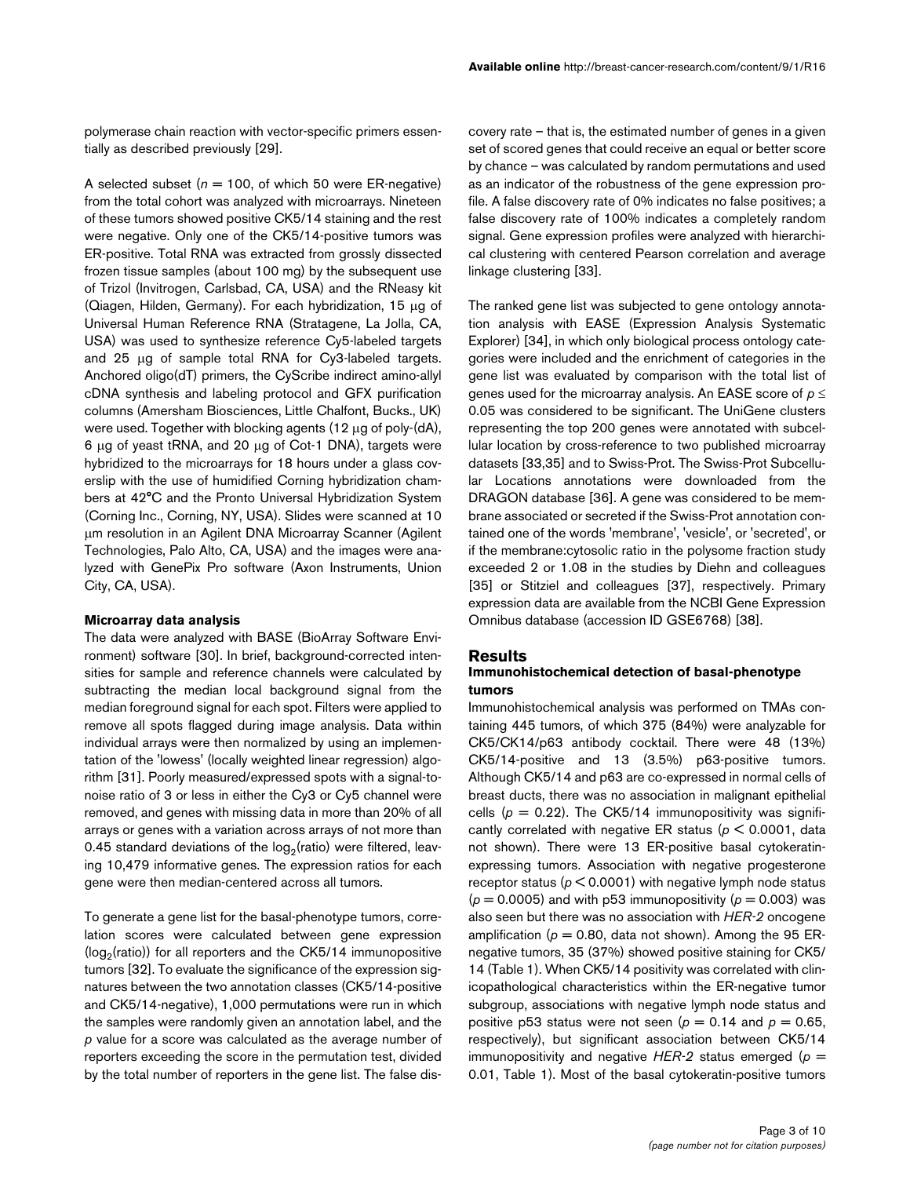polymerase chain reaction with vector-specific primers essentially as described previously [29].

A selected subset ($n = 100$, of which 50 were ER-negative) from the total cohort was analyzed with microarrays. Nineteen of these tumors showed positive CK5/14 staining and the rest were negative. Only one of the CK5/14-positive tumors was ER-positive. Total RNA was extracted from grossly dissected frozen tissue samples (about 100 mg) by the subsequent use of Trizol (Invitrogen, Carlsbad, CA, USA) and the RNeasy kit (Qiagen, Hilden, Germany). For each hybridization, 15 μg of Universal Human Reference RNA (Stratagene, La Jolla, CA, USA) was used to synthesize reference Cy5-labeled targets and 25 μg of sample total RNA for Cy3-labeled targets. Anchored oligo(dT) primers, the CyScribe indirect amino-allyl cDNA synthesis and labeling protocol and GFX purification columns (Amersham Biosciences, Little Chalfont, Bucks., UK) were used. Together with blocking agents (12 μg of poly-(dA), 6 μg of yeast tRNA, and 20 μg of Cot-1 DNA), targets were hybridized to the microarrays for 18 hours under a glass coverslip with the use of humidified Corning hybridization chambers at 42°C and the Pronto Universal Hybridization System (Corning Inc., Corning, NY, USA). Slides were scanned at 10 μm resolution in an Agilent DNA Microarray Scanner (Agilent Technologies, Palo Alto, CA, USA) and the images were analyzed with GenePix Pro software (Axon Instruments, Union City, CA, USA).

### Microarray data analysis

The data were analyzed with BASE (BioArray Software Environment) software [30]. In brief, background-corrected intensities for sample and reference channels were calculated by subtracting the median local background signal from the median foreground signal for each spot. Filters were applied to remove all spots flagged during image analysis. Data within individual arrays were then normalized by using an implementation of the 'lowess' (locally weighted linear regression) algorithm [31]. Poorly measured/expressed spots with a signal-to-noise ratio of 3 or less in either the Cy3 or Cy5 channel were removed, and genes with missing data in more than 20% of all arrays or genes with a variation across arrays of not more than 0.45 standard deviations of the $\log_2$(ratio) were filtered, leaving 10,479 informative genes. The expression ratios for each gene were then median-centered across all tumors.

To generate a gene list for the basal-phenotype tumors, correlation scores were calculated between gene expression ($\log_2$(ratio)) for all reporters and the CK5/14 immunopositive tumors [32]. To evaluate the significance of the expression signatures between the two annotation classes (CK5/14-positive and CK5/14-negative), 1,000 permutations were run in which the samples were randomly given an annotation label, and the $p$ value for a score was calculated as the average number of reporters exceeding the score in the permutation test, divided by the total number of reporters in the gene list. The false discovery rate – that is, the estimated number of genes in a given set of scored genes that could receive an equal or better score by chance – was calculated by random permutations and used as an indicator of the robustness of the gene expression profile. A false discovery rate of 0% indicates no false positives; a false discovery rate of 100% indicates a completely random signal. Gene expression profiles were analyzed with hierarchical clustering with centered Pearson correlation and average linkage clustering [33].

The ranked gene list was subjected to gene ontology annotation analysis with EASE (Expression Analysis Systematic Explorer) [34], in which only biological process ontology categories were included and the enrichment of categories in the gene list was evaluated by comparison with the total list of genes used for the microarray analysis. An EASE score of $p \leq 0.05$ was considered to be significant. The UniGene clusters representing the top 200 genes were annotated with subcellular location by cross-reference to two published microarray datasets [33,35] and to Swiss-Prot. The Swiss-Prot Subcellular Locations annotations were downloaded from the DRAGON database [36]. A gene was considered to be membrane associated or secreted if the Swiss-Prot annotation contained one of the words 'membrane', 'vesicle', or 'secreted', or if the membrane:cytosolic ratio in the polysome fraction study exceeded 2 or 1.08 in the studies by Diehn and colleagues [35] or Stitziel and colleagues [37], respectively. Primary expression data are available from the NCBI Gene Expression Omnibus database (accession ID GSE6768) [38].

## Results

### Immunohistochemical detection of basal-phenotype tumors

Immunohistochemical analysis was performed on TMAs containing 445 tumors, of which 375 (84%) were analyzable for CK5/CK14/p63 antibody cocktail. There were 48 (13%) CK5/14-positive and 13 (3.5%) p63-positive tumors. Although CK5/14 and p63 are co-expressed in normal cells of breast ducts, there was no association in malignant epithelial cells ($p = 0.22$). The CK5/14 immunopositivity was significantly correlated with negative ER status ($p < 0.0001$, data not shown). There were 13 ER-positive basal cytokeratin-expressing tumors. Association with negative progesterone receptor status ($p < 0.0001$) with negative lymph node status ($p = 0.0005$) and with p53 immunopositivity ($p = 0.003$) was also seen but there was no association with *HER-2* oncogene amplification ($p = 0.80$, data not shown). Among the 95 ER-negative tumors, 35 (37%) showed positive staining for CK5/14 (Table 1). When CK5/14 positivity was correlated with clinicopathological characteristics within the ER-negative tumor subgroup, associations with negative lymph node status and positive p53 status were not seen ($p = 0.14$ and $p = 0.65$, respectively), but significant association between CK5/14 immunopositivity and negative *HER-2* status emerged ($p = 0.01$, Table 1). Most of the basal cytokeratin-positive tumors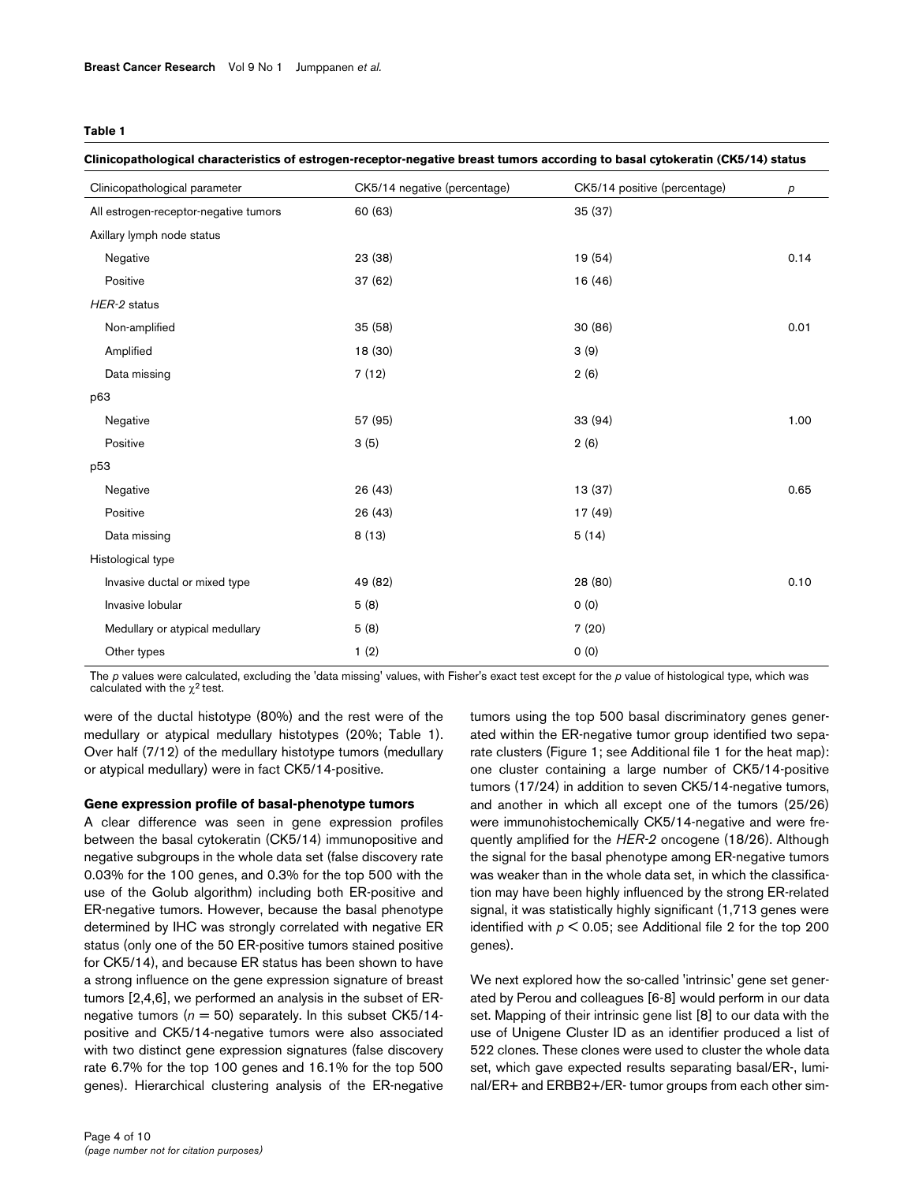**Table 1**

**Clinicopathological characteristics of estrogen-receptor-negative breast tumors according to basal cytokeratin (CK5/14) status**

| Clinicopathological parameter | CK5/14 negative (percentage) | CK5/14 positive (percentage) | *p* |
|---|---|---|---|
| All estrogen-receptor-negative tumors | 60 (63) | 35 (37) | |
| Axillary lymph node status | | | |
| Negative | 23 (38) | 19 (54) | 0.14 |
| Positive | 37 (62) | 16 (46) | |
| *HER-2* status | | | |
| Non-amplified | 35 (58) | 30 (86) | 0.01 |
| Amplified | 18 (30) | 3 (9) | |
| Data missing | 7 (12) | 2 (6) | |
| p63 | | | |
| Negative | 57 (95) | 33 (94) | 1.00 |
| Positive | 3 (5) | 2 (6) | |
| p53 | | | |
| Negative | 26 (43) | 13 (37) | 0.65 |
| Positive | 26 (43) | 17 (49) | |
| Data missing | 8 (13) | 5 (14) | |
| Histological type | | | |
| Invasive ductal or mixed type | 49 (82) | 28 (80) | 0.10 |
| Invasive lobular | 5 (8) | 0 (0) | |
| Medullary or atypical medullary | 5 (8) | 7 (20) | |
| Other types | 1 (2) | 0 (0) | |

The *p* values were calculated, excluding the 'data missing' values, with Fisher's exact test except for the *p* value of histological type, which was calculated with the $\chi^2$ test.

were of the ductal histotype (80%) and the rest were of the medullary or atypical medullary histotypes (20%; Table 1). Over half (7/12) of the medullary histotype tumors (medullary or atypical medullary) were in fact CK5/14-positive.

### Gene expression profile of basal-phenotype tumors

A clear difference was seen in gene expression profiles between the basal cytokeratin (CK5/14) immunopositive and negative subgroups in the whole data set (false discovery rate 0.03% for the 100 genes, and 0.3% for the top 500 with the use of the Golub algorithm) including both ER-positive and ER-negative tumors. However, because the basal phenotype determined by IHC was strongly correlated with negative ER status (only one of the 50 ER-positive tumors stained positive for CK5/14), and because ER status has been shown to have a strong influence on the gene expression signature of breast tumors [2,4,6], we performed an analysis in the subset of ER-negative tumors ($n = 50$) separately. In this subset CK5/14-positive and CK5/14-negative tumors were also associated with two distinct gene expression signatures (false discovery rate 6.7% for the top 100 genes and 16.1% for the top 500 genes). Hierarchical clustering analysis of the ER-negative tumors using the top 500 basal discriminatory genes generated within the ER-negative tumor group identified two separate clusters (Figure 1; see Additional file 1 for the heat map): one cluster containing a large number of CK5/14-positive tumors (17/24) in addition to seven CK5/14-negative tumors, and another in which all except one of the tumors (25/26) were immunohistochemically CK5/14-negative and were frequently amplified for the *HER-2* oncogene (18/26). Although the signal for the basal phenotype among ER-negative tumors was weaker than in the whole data set, in which the classification may have been highly influenced by the strong ER-related signal, it was statistically highly significant (1,713 genes were identified with $p < 0.05$; see Additional file 2 for the top 200 genes).

We next explored how the so-called 'intrinsic' gene set generated by Perou and colleagues [6-8] would perform in our data set. Mapping of their intrinsic gene list [8] to our data with the use of Unigene Cluster ID as an identifier produced a list of 522 clones. These clones were used to cluster the whole data set, which gave expected results separating basal/ER-, luminal/ER+ and ERBB2+/ER- tumor groups from each other sim-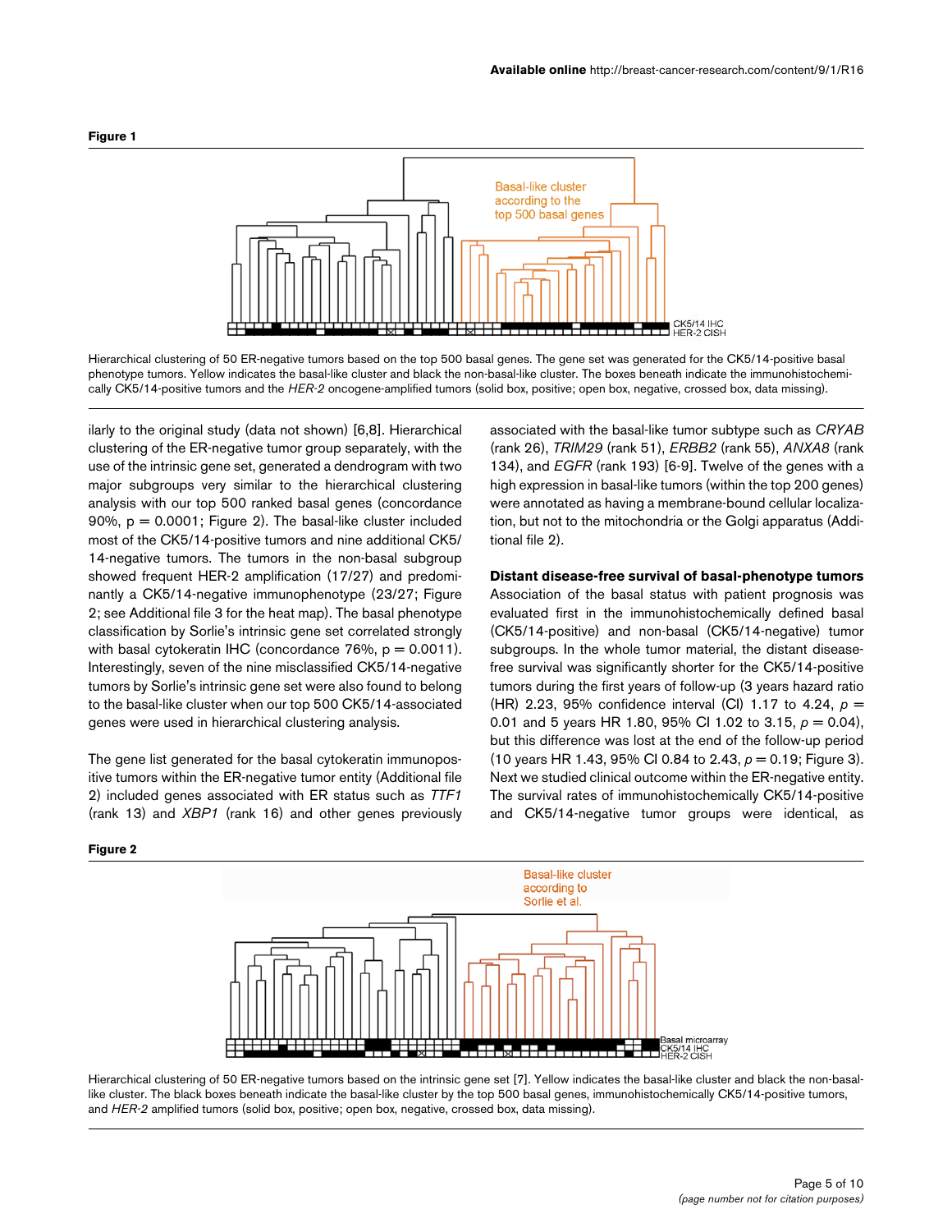**Figure 1**

Hierarchical clustering of 50 ER-negative tumors based on the top 500 basal genes. The gene set was generated for the CK5/14-positive basal phenotype tumors. Yellow indicates the basal-like cluster and black the non-basal-like cluster. The boxes beneath indicate the immunohistochemically CK5/14-positive tumors and the *HER-2* oncogene-amplified tumors (solid box, positive; open box, negative, crossed box, data missing).

ilarly to the original study (data not shown) [6,8]. Hierarchical clustering of the ER-negative tumor group separately, with the use of the intrinsic gene set, generated a dendrogram with two major subgroups very similar to the hierarchical clustering analysis with our top 500 ranked basal genes (concordance 90%, p = 0.0001; Figure 2). The basal-like cluster included most of the CK5/14-positive tumors and nine additional CK5/14-negative tumors. The tumors in the non-basal subgroup showed frequent HER-2 amplification (17/27) and predominantly a CK5/14-negative immunophenotype (23/27; Figure 2; see Additional file 3 for the heat map). The basal phenotype classification by Sorlie's intrinsic gene set correlated strongly with basal cytokeratin IHC (concordance 76%, p = 0.0011). Interestingly, seven of the nine misclassified CK5/14-negative tumors by Sorlie's intrinsic gene set were also found to belong to the basal-like cluster when our top 500 CK5/14-associated genes were used in hierarchical clustering analysis.

The gene list generated for the basal cytokeratin immunopositive tumors within the ER-negative tumor entity (Additional file 2) included genes associated with ER status such as *TTF1* (rank 13) and *XBP1* (rank 16) and other genes previously associated with the basal-like tumor subtype such as *CRYAB* (rank 26), *TRIM29* (rank 51), *ERBB2* (rank 55), *ANXA8* (rank 134), and *EGFR* (rank 193) [6-9]. Twelve of the genes with a high expression in basal-like tumors (within the top 200 genes) were annotated as having a membrane-bound cellular localization, but not to the mitochondria or the Golgi apparatus (Additional file 2).

### Distant disease-free survival of basal-phenotype tumors

Association of the basal status with patient prognosis was evaluated first in the immunohistochemically defined basal (CK5/14-positive) and non-basal (CK5/14-negative) tumor subgroups. In the whole tumor material, the distant disease-free survival was significantly shorter for the CK5/14-positive tumors during the first years of follow-up (3 years hazard ratio (HR) 2.23, 95% confidence interval (CI) 1.17 to 4.24, $p = 0.01$ and 5 years HR 1.80, 95% CI 1.02 to 3.15, $p = 0.04$), but this difference was lost at the end of the follow-up period (10 years HR 1.43, 95% CI 0.84 to 2.43, $p = 0.19$; Figure 3). Next we studied clinical outcome within the ER-negative entity. The survival rates of immunohistochemically CK5/14-positive and CK5/14-negative tumor groups were identical, as

**Figure 2**

Hierarchical clustering of 50 ER-negative tumors based on the intrinsic gene set [7]. Yellow indicates the basal-like cluster and black the non-basal-like cluster. The black boxes beneath indicate the basal-like cluster by the top 500 basal genes, immunohistochemically CK5/14-positive tumors, and *HER-2* amplified tumors (solid box, positive; open box, negative, crossed box, data missing).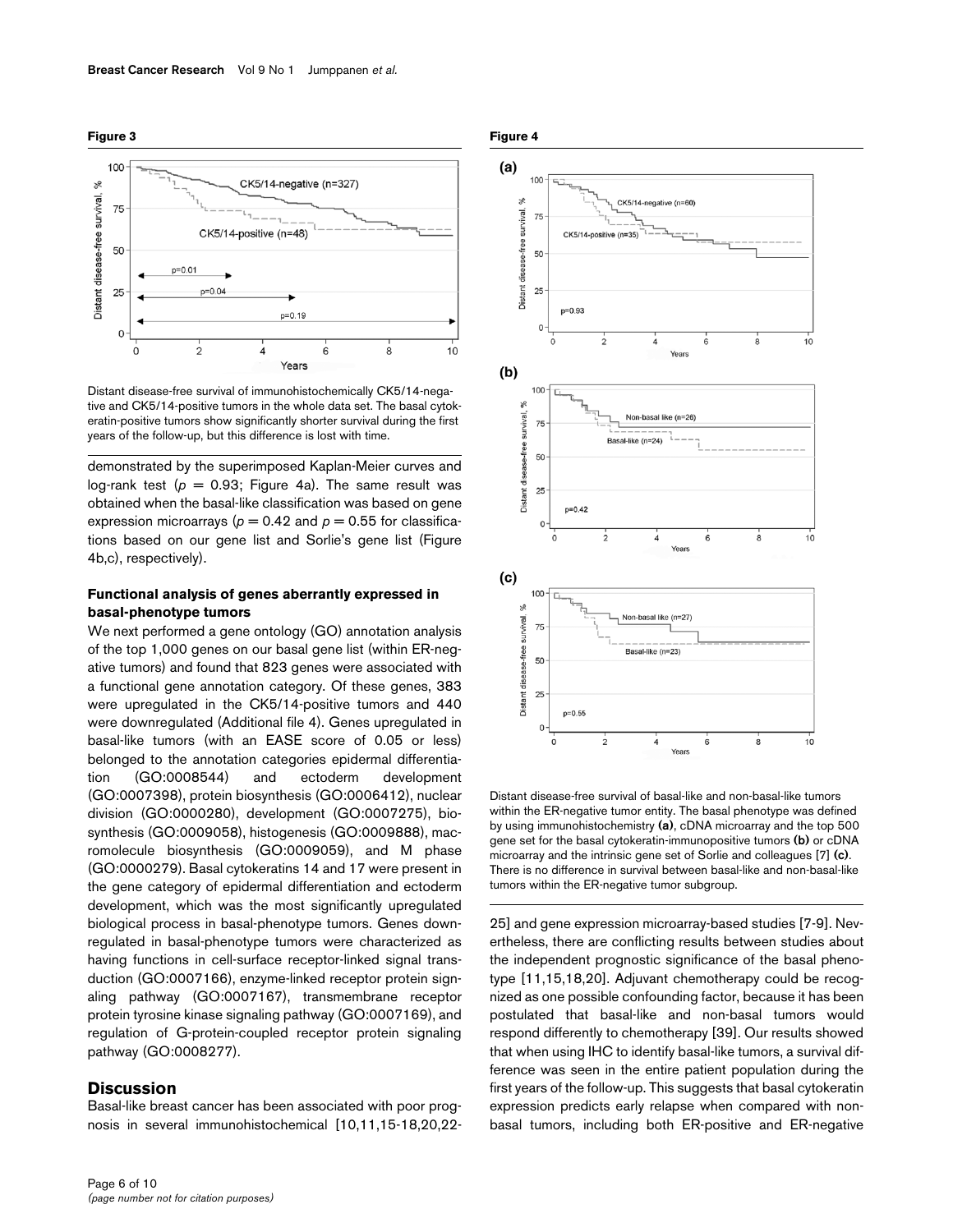**Figure 3**

Distant disease-free survival of immunohistochemically CK5/14-negative and CK5/14-positive tumors in the whole data set. The basal cytokeratin-positive tumors show significantly shorter survival during the first years of the follow-up, but this difference is lost with time.

**Figure 4**

Distant disease-free survival of basal-like and non-basal-like tumors within the ER-negative tumor entity. The basal phenotype was defined by using immunohistochemistry **(a)**, cDNA microarray and the top 500 gene set for the basal cytokeratin-immunopositive tumors **(b)** or cDNA microarray and the intrinsic gene set of Sorlie and colleagues [7] **(c)**. There is no difference in survival between basal-like and non-basal-like tumors within the ER-negative tumor subgroup.

demonstrated by the superimposed Kaplan-Meier curves and log-rank test ($p = 0.93$; Figure 4a). The same result was obtained when the basal-like classification was based on gene expression microarrays ($p = 0.42$ and $p = 0.55$ for classifications based on our gene list and Sorlie's gene list (Figure 4b,c), respectively).

### Functional analysis of genes aberrantly expressed in basal-phenotype tumors

We next performed a gene ontology (GO) annotation analysis of the top 1,000 genes on our basal gene list (within ER-negative tumors) and found that 823 genes were associated with a functional gene annotation category. Of these genes, 383 were upregulated in the CK5/14-positive tumors and 440 were downregulated (Additional file 4). Genes upregulated in basal-like tumors (with an EASE score of 0.05 or less) belonged to the annotation categories epidermal differentiation (GO:0008544) and ectoderm development (GO:0007398), protein biosynthesis (GO:0006412), nuclear division (GO:0000280), development (GO:0007275), biosynthesis (GO:0009058), histogenesis (GO:0009888), macromolecule biosynthesis (GO:0009059), and M phase (GO:0000279). Basal cytokeratins 14 and 17 were present in the gene category of epidermal differentiation and ectoderm development, which was the most significantly upregulated biological process in basal-phenotype tumors. Genes downregulated in basal-phenotype tumors were characterized as having functions in cell-surface receptor-linked signal transduction (GO:0007166), enzyme-linked receptor protein signaling pathway (GO:0007167), transmembrane receptor protein tyrosine kinase signaling pathway (GO:0007169), and regulation of G-protein-coupled receptor protein signaling pathway (GO:0008277).

## Discussion

Basal-like breast cancer has been associated with poor prognosis in several immunohistochemical [10,11,15-18,20,22-25] and gene expression microarray-based studies [7-9]. Nevertheless, there are conflicting results between studies about the independent prognostic significance of the basal phenotype [11,15,18,20]. Adjuvant chemotherapy could be recognized as one possible confounding factor, because it has been postulated that basal-like and non-basal tumors would respond differently to chemotherapy [39]. Our results showed that when using IHC to identify basal-like tumors, a survival difference was seen in the entire patient population during the first years of the follow-up. This suggests that basal cytokeratin expression predicts early relapse when compared with non-basal tumors, including both ER-positive and ER-negative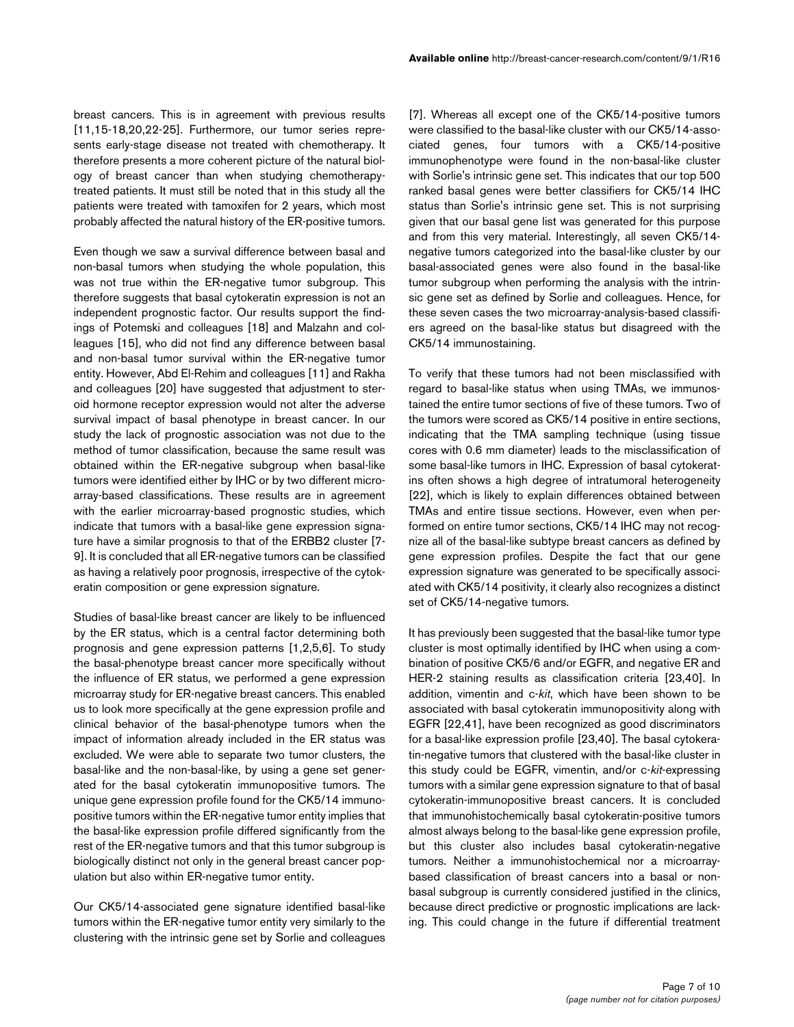breast cancers. This is in agreement with previous results [11,15-18,20,22-25]. Furthermore, our tumor series represents early-stage disease not treated with chemotherapy. It therefore presents a more coherent picture of the natural biology of breast cancer than when studying chemotherapy-treated patients. It must still be noted that in this study all the patients were treated with tamoxifen for 2 years, which most probably affected the natural history of the ER-positive tumors.

Even though we saw a survival difference between basal and non-basal tumors when studying the whole population, this was not true within the ER-negative tumor subgroup. This therefore suggests that basal cytokeratin expression is not an independent prognostic factor. Our results support the findings of Potemski and colleagues [18] and Malzahn and colleagues [15], who did not find any difference between basal and non-basal tumor survival within the ER-negative tumor entity. However, Abd El-Rehim and colleagues [11] and Rakha and colleagues [20] have suggested that adjustment to steroid hormone receptor expression would not alter the adverse survival impact of basal phenotype in breast cancer. In our study the lack of prognostic association was not due to the method of tumor classification, because the same result was obtained within the ER-negative subgroup when basal-like tumors were identified either by IHC or by two different microarray-based classifications. These results are in agreement with the earlier microarray-based prognostic studies, which indicate that tumors with a basal-like gene expression signature have a similar prognosis to that of the ERBB2 cluster [7-9]. It is concluded that all ER-negative tumors can be classified as having a relatively poor prognosis, irrespective of the cytokeratin composition or gene expression signature.

Studies of basal-like breast cancer are likely to be influenced by the ER status, which is a central factor determining both prognosis and gene expression patterns [1,2,5,6]. To study the basal-phenotype breast cancer more specifically without the influence of ER status, we performed a gene expression microarray study for ER-negative breast cancers. This enabled us to look more specifically at the gene expression profile and clinical behavior of the basal-phenotype tumors when the impact of information already included in the ER status was excluded. We were able to separate two tumor clusters, the basal-like and the non-basal-like, by using a gene set generated for the basal cytokeratin immunopositive tumors. The unique gene expression profile found for the CK5/14 immunopositive tumors within the ER-negative tumor entity implies that the basal-like expression profile differed significantly from the rest of the ER-negative tumors and that this tumor subgroup is biologically distinct not only in the general breast cancer population but also within ER-negative tumor entity.

Our CK5/14-associated gene signature identified basal-like tumors within the ER-negative tumor entity very similarly to the clustering with the intrinsic gene set by Sorlie and colleagues [7]. Whereas all except one of the CK5/14-positive tumors were classified to the basal-like cluster with our CK5/14-associated genes, four tumors with a CK5/14-positive immunophenotype were found in the non-basal-like cluster with Sorlie's intrinsic gene set. This indicates that our top 500 ranked basal genes were better classifiers for CK5/14 IHC status than Sorlie's intrinsic gene set. This is not surprising given that our basal gene list was generated for this purpose and from this very material. Interestingly, all seven CK5/14-negative tumors categorized into the basal-like cluster by our basal-associated genes were also found in the basal-like tumor subgroup when performing the analysis with the intrinsic gene set as defined by Sorlie and colleagues. Hence, for these seven cases the two microarray-analysis-based classifiers agreed on the basal-like status but disagreed with the CK5/14 immunostaining.

To verify that these tumors had not been misclassified with regard to basal-like status when using TMAs, we immunostained the entire tumor sections of five of these tumors. Two of the tumors were scored as CK5/14 positive in entire sections, indicating that the TMA sampling technique (using tissue cores with 0.6 mm diameter) leads to the misclassification of some basal-like tumors in IHC. Expression of basal cytokeratins often shows a high degree of intratumoral heterogeneity [22], which is likely to explain differences obtained between TMAs and entire tissue sections. However, even when performed on entire tumor sections, CK5/14 IHC may not recognize all of the basal-like subtype breast cancers as defined by gene expression profiles. Despite the fact that our gene expression signature was generated to be specifically associated with CK5/14 positivity, it clearly also recognizes a distinct set of CK5/14-negative tumors.

It has previously been suggested that the basal-like tumor type cluster is most optimally identified by IHC when using a combination of positive CK5/6 and/or EGFR, and negative ER and HER-2 staining results as classification criteria [23,40]. In addition, vimentin and c-*kit*, which have been shown to be associated with basal cytokeratin immunopositivity along with EGFR [22,41], have been recognized as good discriminators for a basal-like expression profile [23,40]. The basal cytokeratin-negative tumors that clustered with the basal-like cluster in this study could be EGFR, vimentin, and/or c-*kit*-expressing tumors with a similar gene expression signature to that of basal cytokeratin-immunopositive breast cancers. It is concluded that immunohistochemically basal cytokeratin-positive tumors almost always belong to the basal-like gene expression profile, but this cluster also includes basal cytokeratin-negative tumors. Neither a immunohistochemical nor a microarray-based classification of breast cancers into a basal or non-basal subgroup is currently considered justified in the clinics, because direct predictive or prognostic implications are lacking. This could change in the future if differential treatment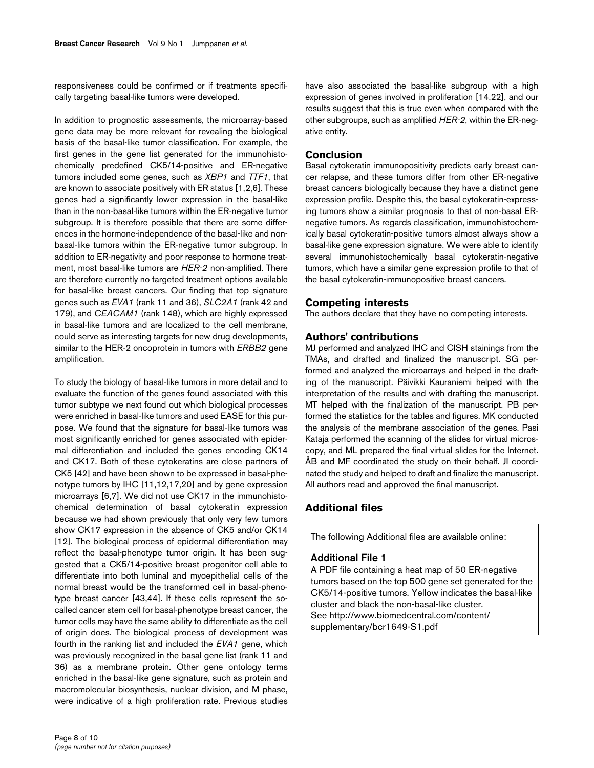responsiveness could be confirmed or if treatments specifically targeting basal-like tumors were developed.

In addition to prognostic assessments, the microarray-based gene data may be more relevant for revealing the biological basis of the basal-like tumor classification. For example, the first genes in the gene list generated for the immunohistochemically predefined CK5/14-positive and ER-negative tumors included some genes, such as *XBP1* and *TTF1*, that are known to associate positively with ER status [1,2,6]. These genes had a significantly lower expression in the basal-like than in the non-basal-like tumors within the ER-negative tumor subgroup. It is therefore possible that there are some differences in the hormone-independence of the basal-like and non-basal-like tumors within the ER-negative tumor subgroup. In addition to ER-negativity and poor response to hormone treatment, most basal-like tumors are *HER-2* non-amplified. There are therefore currently no targeted treatment options available for basal-like breast cancers. Our finding that top signature genes such as *EVA1* (rank 11 and 36), *SLC2A1* (rank 42 and 179), and *CEACAM1* (rank 148), which are highly expressed in basal-like tumors and are localized to the cell membrane, could serve as interesting targets for new drug developments, similar to the HER-2 oncoprotein in tumors with *ERBB2* gene amplification.

To study the biology of basal-like tumors in more detail and to evaluate the function of the genes found associated with this tumor subtype we next found out which biological processes were enriched in basal-like tumors and used EASE for this purpose. We found that the signature for basal-like tumors was most significantly enriched for genes associated with epidermal differentiation and included the genes encoding CK14 and CK17. Both of these cytokeratins are close partners of CK5 [42] and have been shown to be expressed in basal-phenotype tumors by IHC [11,12,17,20] and by gene expression microarrays [6,7]. We did not use CK17 in the immunohistochemical determination of basal cytokeratin expression because we had shown previously that only very few tumors show CK17 expression in the absence of CK5 and/or CK14 [12]. The biological process of epidermal differentiation may reflect the basal-phenotype tumor origin. It has been suggested that a CK5/14-positive breast progenitor cell able to differentiate into both luminal and myoepithelial cells of the normal breast would be the transformed cell in basal-phenotype breast cancer [43,44]. If these cells represent the so-called cancer stem cell for basal-phenotype breast cancer, the tumor cells may have the same ability to differentiate as the cell of origin does. The biological process of development was fourth in the ranking list and included the *EVA1* gene, which was previously recognized in the basal gene list (rank 11 and 36) as a membrane protein. Other gene ontology terms enriched in the basal-like gene signature, such as protein and macromolecular biosynthesis, nuclear division, and M phase, were indicative of a high proliferation rate. Previous studies have also associated the basal-like subgroup with a high expression of genes involved in proliferation [14,22], and our results suggest that this is true even when compared with the other subgroups, such as amplified *HER-2*, within the ER-negative entity.

## Conclusion

Basal cytokeratin immunopositivity predicts early breast cancer relapse, and these tumors differ from other ER-negative breast cancers biologically because they have a distinct gene expression profile. Despite this, the basal cytokeratin-expressing tumors show a similar prognosis to that of non-basal ER-negative tumors. As regards classification, immunohistochemically basal cytokeratin-positive tumors almost always show a basal-like gene expression signature. We were able to identify several immunohistochemically basal cytokeratin-negative tumors, which have a similar gene expression profile to that of the basal cytokeratin-immunopositive breast cancers.

## Competing interests

The authors declare that they have no competing interests.

## Authors' contributions

MJ performed and analyzed IHC and CISH stainings from the TMAs, and drafted and finalized the manuscript. SG performed and analyzed the microarrays and helped in the drafting of the manuscript. Päivikki Kauraniemi helped with the interpretation of the results and with drafting the manuscript. MT helped with the finalization of the manuscript. PB performed the statistics for the tables and figures. MK conducted the analysis of the membrane association of the genes. Pasi Kataja performed the scanning of the slides for virtual microscopy, and ML prepared the final virtual slides for the Internet. ÅB and MF coordinated the study on their behalf. JI coordinated the study and helped to draft and finalize the manuscript. All authors read and approved the final manuscript.

## Additional files

The following Additional files are available online:

### Additional File 1

A PDF file containing a heat map of 50 ER-negative tumors based on the top 500 gene set generated for the CK5/14-positive tumors. Yellow indicates the basal-like cluster and black the non-basal-like cluster.
See http://www.biomedcentral.com/content/supplementary/bcr1649-S1.pdf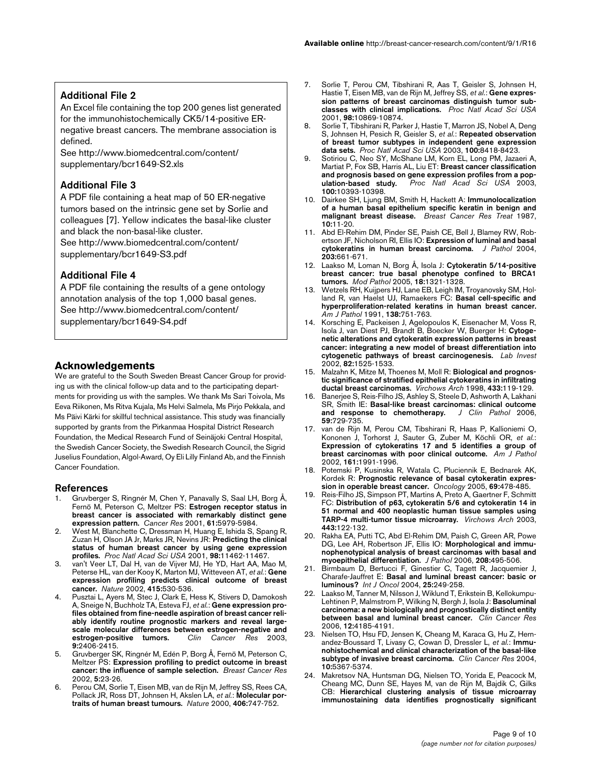### Additional File 2

An Excel file containing the top 200 genes list generated for the immunohistochemically CK5/14-positive ER-negative breast cancers. The membrane association is defined.

See http://www.biomedcentral.com/content/supplementary/bcr1649-S2.xls

### Additional File 3

A PDF file containing a heat map of 50 ER-negative tumors based on the intrinsic gene set by Sorlie and colleagues [7]. Yellow indicates the basal-like cluster and black the non-basal-like cluster.

See http://www.biomedcentral.com/content/supplementary/bcr1649-S3.pdf

### Additional File 4

A PDF file containing the results of a gene ontology annotation analysis of the top 1,000 basal genes.

See http://www.biomedcentral.com/content/supplementary/bcr1649-S4.pdf

## Acknowledgements

We are grateful to the South Sweden Breast Cancer Group for providing us with the clinical follow-up data and to the participating departments for providing us with the samples. We thank Ms Sari Toivola, Ms Eeva Riikonen, Ms Ritva Kujala, Ms Helvi Salmela, Ms Pirjo Pekkala, and Ms Päivi Kärki for skillful technical assistance. This study was financially supported by grants from the Pirkanmaa Hospital District Research Foundation, the Medical Research Fund of Seinäjoki Central Hospital, the Swedish Cancer Society, the Swedish Research Council, the Sigrid Juselius Foundation, Algol-Award, Oy Eli Lilly Finland Ab, and the Finnish Cancer Foundation.

## References

1. Gruvberger S, Ringnér M, Chen Y, Panavally S, Saal LH, Borg Å, Fernö M, Peterson C, Meltzer PS: **Estrogen receptor status in breast cancer is associated with remarkably distinct gene expression pattern.** *Cancer Res* 2001, **61:**5979-5984.
2. West M, Blanchette C, Dressman H, Huang E, Ishida S, Spang R, Zuzan H, Olson JA Jr, Marks JR, Nevins JR: **Predicting the clinical status of human breast cancer by using gene expression profiles.** *Proc Natl Acad Sci USA* 2001, **98:**11462-11467.
3. van't Veer LT, Dal H, van de Vijver MJ, He YD, Hart AA, Mao M, Peterse HL, van der Kooy K, Marton MJ, Witteveen AT, *et al.*: **Gene expression profiling predicts clinical outcome of breast cancer.** *Nature* 2002, **415:**530-536.
4. Pusztai L, Ayers M, Stec J, Clark E, Hess K, Stivers D, Damokosh A, Sneige N, Buchholz TA, Esteva FJ, *et al.*: **Gene expression profiles obtained from fine-needle aspiration of breast cancer reliably identify routine prognostic markers and reveal large-scale molecular differences between estrogen-negative and estrogen-positive tumors.** *Clin Cancer Res* 2003, **9:**2406-2415.
5. Gruvberger SK, Ringnér M, Edén P, Borg Å, Fernö M, Peterson C, Meltzer PS: **Expression profiling to predict outcome in breast cancer: the influence of sample selection.** *Breast Cancer Res* 2002, **5:**23-26.
6. Perou CM, Sorlie T, Eisen MB, van de Rijn M, Jeffrey SS, Rees CA, Pollack JR, Ross DT, Johnsen H, Akslen LA, *et al.*: **Molecular portraits of human breast tumours.** *Nature* 2000, **406:**747-752.
7. Sorlie T, Perou CM, Tibshirani R, Aas T, Geisler S, Johnsen H, Hastie T, Eisen MB, van de Rijn M, Jeffrey SS, *et al.*: **Gene expression patterns of breast carcinomas distinguish tumor subclasses with clinical implications.** *Proc Natl Acad Sci USA* 2001, **98:**10869-10874.
8. Sorlie T, Tibshirani R, Parker J, Hastie T, Marron JS, Nobel A, Deng S, Johnsen H, Pesich R, Geisler S, *et al.*: **Repeated observation of breast tumor subtypes in independent gene expression data sets.** *Proc Natl Acad Sci USA* 2003, **100:**8418-8423.
9. Sotiriou C, Neo SY, McShane LM, Korn EL, Long PM, Jazaeri A, Martiat P, Fox SB, Harris AL, Liu ET: **Breast cancer classification and prognosis based on gene expression profiles from a population-based study.** *Proc Natl Acad Sci USA* 2003, **100:**10393-10398.
10. Dairkee SH, Ljung BM, Smith H, Hackett A: **Immunolocalization of a human basal epithelium specific keratin in benign and malignant breast disease.** *Breast Cancer Res Treat* 1987, **10:**11-20.
11. Abd El-Rehim DM, Pinder SE, Paish CE, Bell J, Blamey RW, Robertson JF, Nicholson RI, Ellis IO: **Expression of luminal and basal cytokeratins in human breast carcinoma.** *J Pathol* 2004, **203:**661-671.
12. Laakso M, Loman N, Borg Å, Isola J: **Cytokeratin 5/14-positive breast cancer: true basal phenotype confined to BRCA1 tumors.** *Mod Pathol* 2005, **18:**1321-1328.
13. Wetzels RH, Kuijpers HJ, Lane EB, Leigh IM, Troyanovsky SM, Holland R, van Haelst UJ, Ramaekers FC: **Basal cell-specific and hyperproliferation-related keratins in human breast cancer.** *Am J Pathol* 1991, **138:**751-763.
14. Korsching E, Packeisen J, Agelopoulos K, Eisenacher M, Voss R, Isola J, van Diest PJ, Brandt B, Boecker W, Buerger H: **Cytogenetic alterations and cytokeratin expression patterns in breast cancer: integrating a new model of breast differentiation into cytogenetic pathways of breast carcinogenesis.** *Lab Invest* 2002, **82:**1525-1533.
15. Malzahn K, Mitze M, Thoenes M, Moll R: **Biological and prognostic significance of stratified epithelial cytokeratins in infiltrating ductal breast carcinomas.** *Virchows Arch* 1998, **433:**119-129.
16. Banerjee S, Reis-Filho JS, Ashley S, Steele D, Ashworth A, Lakhani SR, Smith IE: **Basal-like breast carcinomas: clinical outcome and response to chemotherapy.** *J Clin Pathol* 2006, **59:**729-735.
17. van de Rijn M, Perou CM, Tibshirani R, Haas P, Kallioniemi O, Kononen J, Torhorst J, Sauter G, Zuber M, Köchli OR, *et al.*: **Expression of cytokeratins 17 and 5 identifies a group of breast carcinomas with poor clinical outcome.** *Am J Pathol* 2002, **161:**1991-1996.
18. Potemski P, Kusinska R, Watala C, Pluciennik E, Bednarek AK, Kordek R: **Prognostic relevance of basal cytokeratin expression in operable breast cancer.** *Oncology* 2005, **69:**478-485.
19. Reis-Filho JS, Simpson PT, Martins A, Preto A, Gaertner F, Schmitt FC: **Distribution of p63, cytokeratin 5/6 and cytokeratin 14 in 51 normal and 400 neoplastic human tissue samples using TARP-4 multi-tumor tissue microarray.** *Virchows Arch* 2003, **443:**122-132.
20. Rakha EA, Putti TC, Abd El-Rehim DM, Paish C, Green AR, Powe DG, Lee AH, Robertson JF, Ellis IO: **Morphological and immunophenotypical analysis of breast carcinomas with basal and myoepithelial differentiation.** *J Pathol* 2006, **208:**495-506.
21. Birmbaum D, Bertucci F, Ginestier C, Tagett R, Jacquemier J, Charafe-Jauffret E: **Basal and luminal breast cancer: basic or luminous?** *Int J Oncol* 2004, **25:**249-258.
22. Laakso M, Tanner M, Nilsson J, Wiklund T, Erikstein B, Kellokumpu-Lehtinen P, Malmstrom P, Wilking N, Bergh J, Isola J: **Basoluminal carcinoma: a new biologically and prognostically distinct entity between basal and luminal breast cancer.** *Clin Cancer Res* 2006, **12:**4185-4191.
23. Nielsen TO, Hsu FD, Jensen K, Cheang M, Karaca G, Hu Z, Hernandez-Boussard T, Livasy C, Cowan D, Dressler L, *et al.*: **Immunohistochemical and clinical characterization of the basal-like subtype of invasive breast carcinoma.** *Clin Cancer Res* 2004, **10:**5367-5374.
24. Makretsov NA, Huntsman DG, Nielsen TO, Yorida E, Peacock M, Cheang MC, Dunn SE, Hayes M, van de Rijn M, Bajdik C, Gilks CB: **Hierarchical clustering analysis of tissue microarray immunostaining data identifies prognostically significant**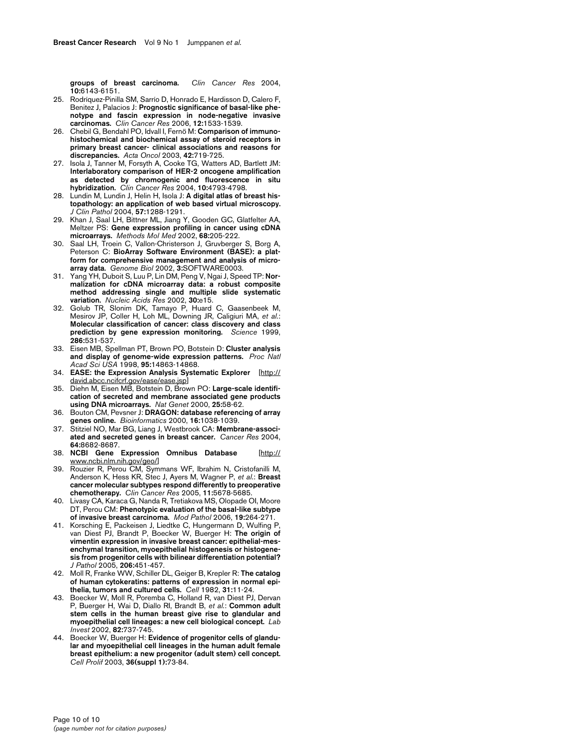groups of breast carcinoma. *Clin Cancer Res* 2004, **10:**6143-6151.

25. Rodríquez-Pinilla SM, Sarrío D, Honrado E, Hardisson D, Calero F, Benitez J, Palacios J: **Prognostic significance of basal-like phenotype and fascin expression in node-negative invasive carcinomas.** *Clin Cancer Res* 2006, **12:**1533-1539.
26. Chebil G, Bendahl PO, Idvall I, Fernö M: **Comparison of immunohistochemical and biochemical assay of steroid receptors in primary breast cancer- clinical associations and reasons for discrepancies.** *Acta Oncol* 2003, **42:**719-725.
27. Isola J, Tanner M, Forsyth A, Cooke TG, Watters AD, Bartlett JM: **Interlaboratory comparison of HER-2 oncogene amplification as detected by chromogenic and fluorescence in situ hybridization.** *Clin Cancer Res* 2004, **10:**4793-4798.
28. Lundin M, Lundin J, Helin H, Isola J: **A digital atlas of breast histopathology: an application of web based virtual microscopy.** *J Clin Pathol* 2004, **57:**1288-1291.
29. Khan J, Saal LH, Bittner ML, Jiang Y, Gooden GC, Glatfelter AA, Meltzer PS: **Gene expression profiling in cancer using cDNA microarrays.** *Methods Mol Med* 2002, **68:**205-222.
30. Saal LH, Troein C, Vallon-Christerson J, Gruvberger S, Borg A, Peterson C: **BioArray Software Environment (BASE): a platform for comprehensive management and analysis of microarray data.** *Genome Biol* 2002, **3:**SOFTWARE0003.
31. Yang YH, Duboit S, Luu P, Lin DM, Peng V, Ngai J, Speed TP: **Normalization for cDNA microarray data: a robust composite method addressing single and multiple slide systematic variation.** *Nucleic Acids Res* 2002, **30:**e15.
32. Golub TR, Slonim DK, Tamayo P, Huard C, Gaasenbeek M, Mesirov JP, Coller H, Loh ML, Downing JR, Caligiuri MA, *et al.*: **Molecular classification of cancer: class discovery and class prediction by gene expression monitoring.** *Science* 1999, **286:**531-537.
33. Eisen MB, Spellman PT, Brown PO, Botstein D: **Cluster analysis and display of genome-wide expression patterns.** *Proc Natl Acad Sci USA* 1998, **95:**14863-14868.
34. **EASE: the Expression Analysis Systematic Explorer** [http://david.abcc.ncifcrf.gov/ease/ease.jsp]
35. Diehn M, Eisen MB, Botstein D, Brown PO: **Large-scale identification of secreted and membrane associated gene products using DNA microarrays.** *Nat Genet* 2000, **25:**58-62.
36. Bouton CM, Pevsner J: **DRAGON: database referencing of array genes online.** *Bioinformatics* 2000, **16:**1038-1039.
37. Stitziel NO, Mar BG, Liang J, Westbrook CA: **Membrane-associated and secreted genes in breast cancer.** *Cancer Res* 2004, **64:**8682-8687.
38. **NCBI Gene Expression Omnibus Database** [http://www.ncbi.nlm.nih.gov/geo/]
39. Rouzier R, Perou CM, Symmans WF, Ibrahim N, Cristofanilli M, Anderson K, Hess KR, Stec J, Ayers M, Wagner P, *et al.*: **Breast cancer molecular subtypes respond differently to preoperative chemotherapy.** *Clin Cancer Res* 2005, **11:**5678-5685.
40. Livasy CA, Karaca G, Nanda R, Tretiakova MS, Olopade OI, Moore DT, Perou CM: **Phenotypic evaluation of the basal-like subtype of invasive breast carcinoma.** *Mod Pathol* 2006, **19:**264-271.
41. Korsching E, Packeisen J, Liedtke C, Hungermann D, Wulfing P, van Diest PJ, Brandt P, Boecker W, Buerger H: **The origin of vimentin expression in invasive breast cancer: epithelial-mesenchymal transition, myoepithelial histogenesis or histogenesis from progenitor cells with bilinear differentiation potential?** *J Pathol* 2005, **206:**451-457.
42. Moll R, Franke WW, Schiller DL, Geiger B, Krepler R: **The catalog of human cytokeratins: patterns of expression in normal epithelia, tumors and cultured cells.** *Cell* 1982, **31:**11-24.
43. Boecker W, Moll R, Poremba C, Holland R, van Diest PJ, Dervan P, Buerger H, Wai D, Diallo RI, Brandt B, *et al.*: **Common adult stem cells in the human breast give rise to glandular and myoepithelial cell lineages: a new cell biological concept.** *Lab Invest* 2002, **82:**737-745.
44. Boecker W, Buerger H: **Evidence of progenitor cells of glandular and myoepithelial cell lineages in the human adult female breast epithelium: a new progenitor (adult stem) cell concept.** *Cell Prolif* 2003, **36(suppl 1):**73-84.